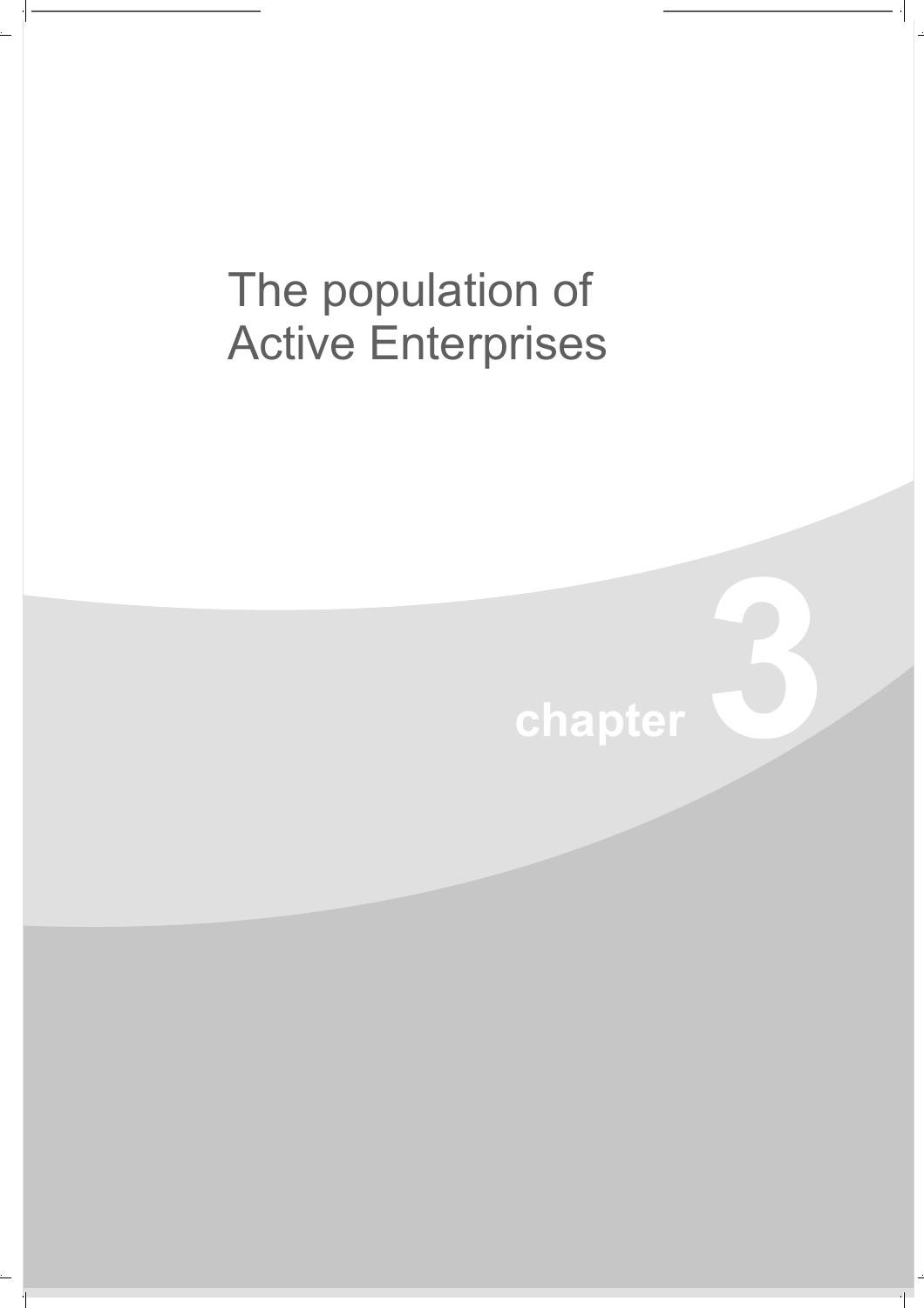# The population of Active Enterprises

chapter 3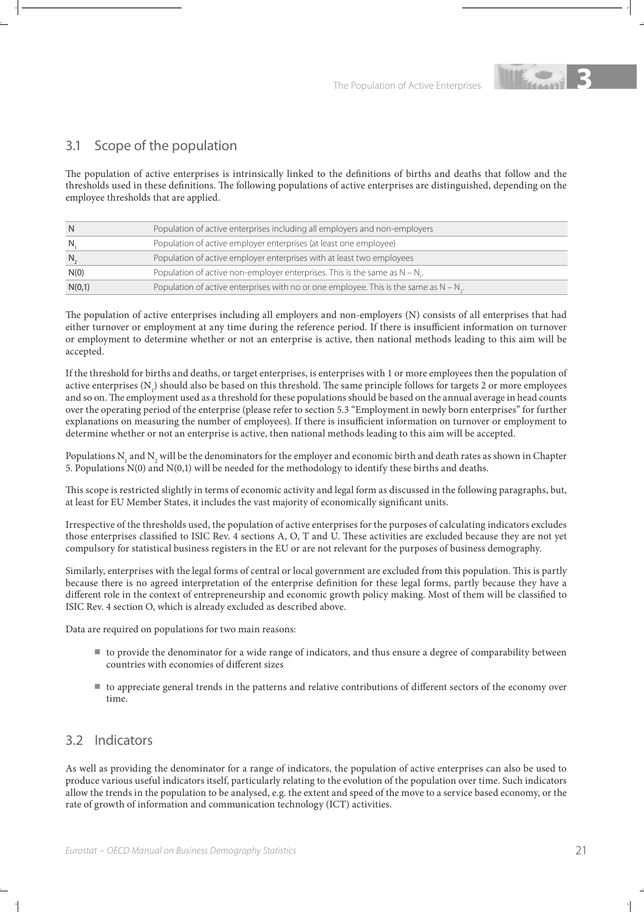## 3.1 Scope of the population

The population of active enterprises is intrinsically linked to the definitions of births and deaths that follow and the thresholds used in these definitions. The following populations of active enterprises are distinguished, depending on the employee thresholds that are applied.

| | |
|---|---|
| N | Population of active enterprises including all employers and non-employers |
| $N_1$ | Population of active employer enterprises (at least one employee) |
| $N_2$ | Population of active employer enterprises with at least two employees |
| N(0) | Population of active non-employer enterprises. This is the same as $N - N_1$. |
| N(0,1) | Population of active enterprises with no or one employee. This is the same as $N - N_2$. |

The population of active enterprises including all employers and non-employers (N) consists of all enterprises that had either turnover or employment at any time during the reference period. If there is insufficient information on turnover or employment to determine whether or not an enterprise is active, then national methods leading to this aim will be accepted.

If the threshold for births and deaths, or target enterprises, is enterprises with 1 or more employees then the population of active enterprises ($N_1$) should also be based on this threshold. The same principle follows for targets 2 or more employees and so on. The employment used as a threshold for these populations should be based on the annual average in head counts over the operating period of the enterprise (please refer to section 5.3 "Employment in newly born enterprises" for further explanations on measuring the number of employees). If there is insufficient information on turnover or employment to determine whether or not an enterprise is active, then national methods leading to this aim will be accepted.

Populations $N_1$ and $N_2$ will be the denominators for the employer and economic birth and death rates as shown in Chapter 5. Populations N(0) and N(0,1) will be needed for the methodology to identify these births and deaths.

This scope is restricted slightly in terms of economic activity and legal form as discussed in the following paragraphs, but, at least for EU Member States, it includes the vast majority of economically significant units.

Irrespective of the thresholds used, the population of active enterprises for the purposes of calculating indicators excludes those enterprises classified to ISIC Rev. 4 sections A, O, T and U. These activities are excluded because they are not yet compulsory for statistical business registers in the EU or are not relevant for the purposes of business demography.

Similarly, enterprises with the legal forms of central or local government are excluded from this population. This is partly because there is no agreed interpretation of the enterprise definition for these legal forms, partly because they have a different role in the context of entrepreneurship and economic growth policy making. Most of them will be classified to ISIC Rev. 4 section O, which is already excluded as described above.

Data are required on populations for two main reasons:

- to provide the denominator for a wide range of indicators, and thus ensure a degree of comparability between countries with economies of different sizes
- to appreciate general trends in the patterns and relative contributions of different sectors of the economy over time.

## 3.2 Indicators

As well as providing the denominator for a range of indicators, the population of active enterprises can also be used to produce various useful indicators itself, particularly relating to the evolution of the population over time. Such indicators allow the trends in the population to be analysed, e.g. the extent and speed of the move to a service based economy, or the rate of growth of information and communication technology (ICT) activities.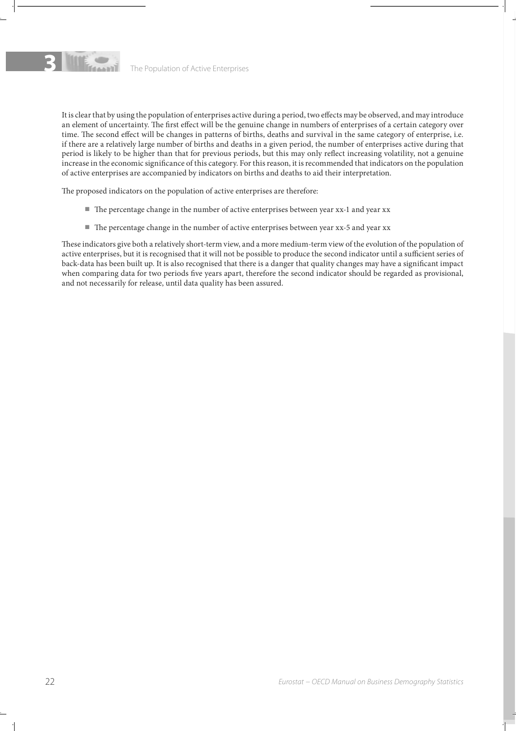It is clear that by using the population of enterprises active during a period, two effects may be observed, and may introduce an element of uncertainty. The first effect will be the genuine change in numbers of enterprises of a certain category over time. The second effect will be changes in patterns of births, deaths and survival in the same category of enterprise, i.e. if there are a relatively large number of births and deaths in a given period, the number of enterprises active during that period is likely to be higher than that for previous periods, but this may only reflect increasing volatility, not a genuine increase in the economic significance of this category. For this reason, it is recommended that indicators on the population of active enterprises are accompanied by indicators on births and deaths to aid their interpretation.

The proposed indicators on the population of active enterprises are therefore:

- The percentage change in the number of active enterprises between year xx-1 and year xx
- The percentage change in the number of active enterprises between year xx-5 and year xx

These indicators give both a relatively short-term view, and a more medium-term view of the evolution of the population of active enterprises, but it is recognised that it will not be possible to produce the second indicator until a sufficient series of back-data has been built up. It is also recognised that there is a danger that quality changes may have a significant impact when comparing data for two periods five years apart, therefore the second indicator should be regarded as provisional, and not necessarily for release, until data quality has been assured.